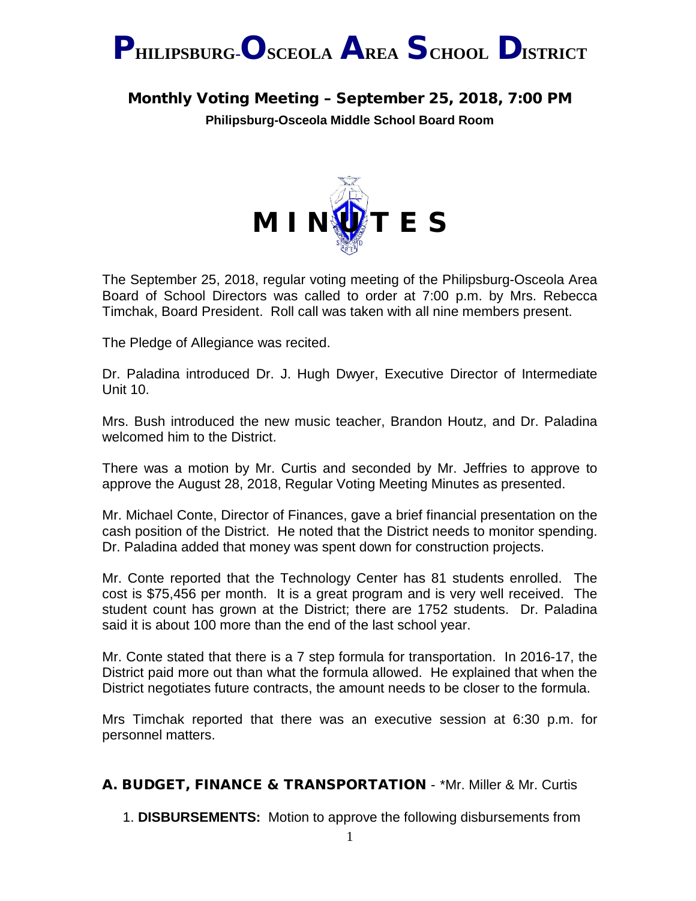# PHILIPSBURG-OSCEOLA AREA SCHOOL DISTRICT

## Monthly Voting Meeting – September 25, 2018, 7:00 PM

**Philipsburg-Osceola Middle School Board Room**

# MINUTES

The September 25, 2018, regular voting meeting of the Philipsburg-Osceola Area Board of School Directors was called to order at 7:00 p.m. by Mrs. Rebecca Timchak, Board President. Roll call was taken with all nine members present.

The Pledge of Allegiance was recited.

Dr. Paladina introduced Dr. J. Hugh Dwyer, Executive Director of Intermediate Unit 10.

Mrs. Bush introduced the new music teacher, Brandon Houtz, and Dr. Paladina welcomed him to the District.

There was a motion by Mr. Curtis and seconded by Mr. Jeffries to approve to approve the August 28, 2018, Regular Voting Meeting Minutes as presented.

Mr. Michael Conte, Director of Finances, gave a brief financial presentation on the cash position of the District. He noted that the District needs to monitor spending. Dr. Paladina added that money was spent down for construction projects.

Mr. Conte reported that the Technology Center has 81 students enrolled. The cost is $75,456 per month. It is a great program and is very well received. The student count has grown at the District; there are 1752 students. Dr. Paladina said it is about 100 more than the end of the last school year.

Mr. Conte stated that there is a 7 step formula for transportation. In 2016-17, the District paid more out than what the formula allowed. He explained that when the District negotiates future contracts, the amount needs to be closer to the formula.

Mrs Timchak reported that there was an executive session at 6:30 p.m. for personnel matters.

## A. BUDGET, FINANCE & TRANSPORTATION - *Mr. Miller & Mr. Curtis

1. **DISBURSEMENTS:** Motion to approve the following disbursements from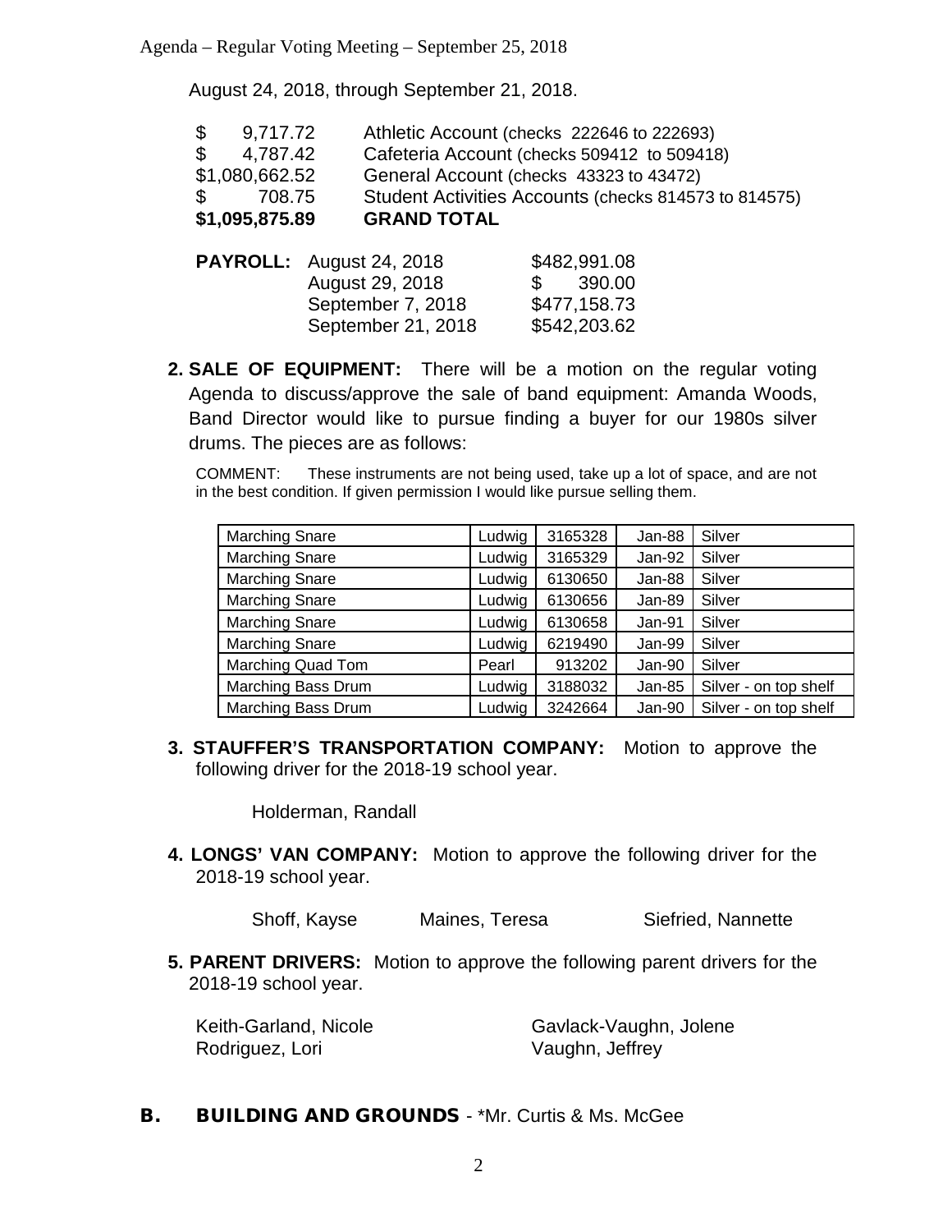August 24, 2018, through September 21, 2018.

| | |
|---|---|
| $ 9,717.72 | Athletic Account (checks 222646 to 222693) |
| $ 4,787.42 | Cafeteria Account (checks 509412 to 509418) |
| $1,080,662.52 | General Account (checks 43323 to 43472) |
| $ 708.75 | Student Activities Accounts (checks 814573 to 814575) |
| **$1,095,875.89** | **GRAND TOTAL** |

| | | |
|---|---|---|
| **PAYROLL:** | August 24, 2018 | $482,991.08 |
| | August 29, 2018 | $ 390.00 |
| | September 7, 2018 | $477,158.73 |
| | September 21, 2018 | $542,203.62 |

**2. SALE OF EQUIPMENT:** There will be a motion on the regular voting Agenda to discuss/approve the sale of band equipment: Amanda Woods, Band Director would like to pursue finding a buyer for our 1980s silver drums. The pieces are as follows:

COMMENT: These instruments are not being used, take up a lot of space, and are not in the best condition. If given permission I would like pursue selling them.

| | | | | |
|---|---|---|---|---|
| Marching Snare | Ludwig | 3165328 | Jan-88 | Silver |
| Marching Snare | Ludwig | 3165329 | Jan-92 | Silver |
| Marching Snare | Ludwig | 6130650 | Jan-88 | Silver |
| Marching Snare | Ludwig | 6130656 | Jan-89 | Silver |
| Marching Snare | Ludwig | 6130658 | Jan-91 | Silver |
| Marching Snare | Ludwig | 6219490 | Jan-99 | Silver |
| Marching Quad Tom | Pearl | 913202 | Jan-90 | Silver |
| Marching Bass Drum | Ludwig | 3188032 | Jan-85 | Silver - on top shelf |
| Marching Bass Drum | Ludwig | 3242664 | Jan-90 | Silver - on top shelf |

**3. STAUFFER'S TRANSPORTATION COMPANY:** Motion to approve the following driver for the 2018-19 school year.

Holderman, Randall

**4. LONGS' VAN COMPANY:** Motion to approve the following driver for the 2018-19 school year.

Shoff, Kayse &nbsp;&nbsp;&nbsp; Maines, Teresa &nbsp;&nbsp;&nbsp; Siefried, Nannette

**5. PARENT DRIVERS:** Motion to approve the following parent drivers for the 2018-19 school year.

Keith-Garland, Nicole &nbsp;&nbsp;&nbsp; Gavlack-Vaughn, Jolene
Rodriguez, Lori &nbsp;&nbsp;&nbsp; Vaughn, Jeffrey

## B. BUILDING AND GROUNDS - *Mr. Curtis & Ms. McGee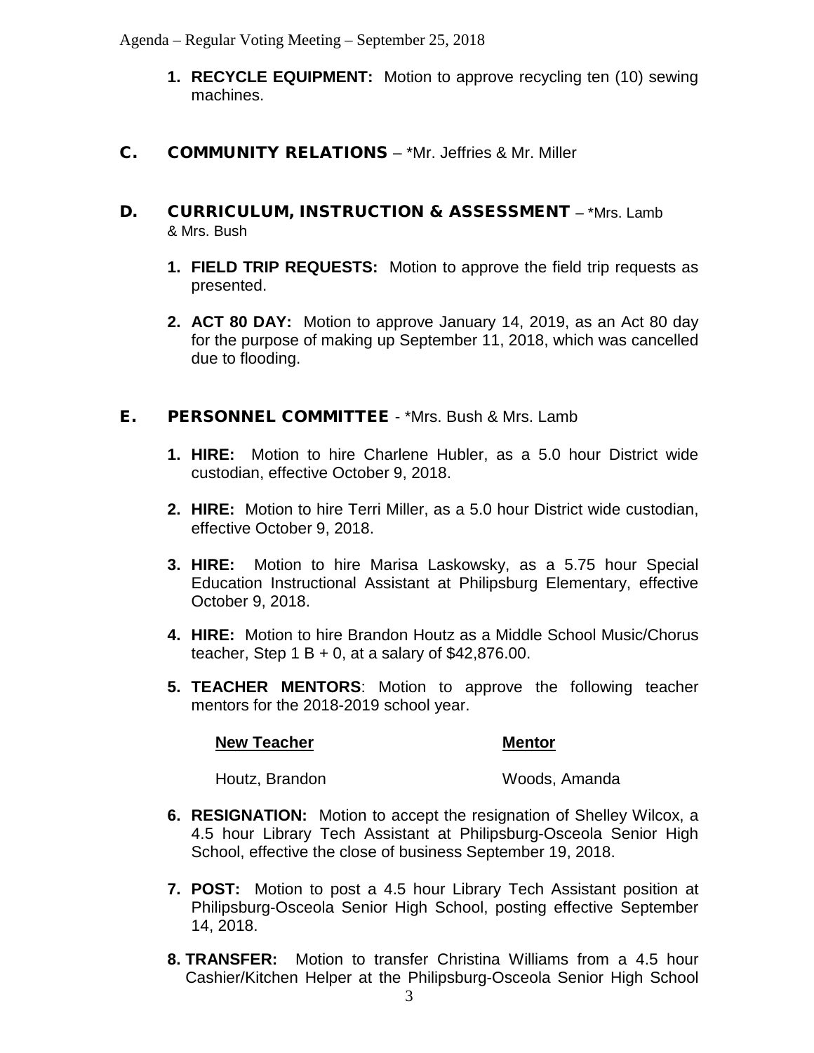1. **RECYCLE EQUIPMENT:** Motion to approve recycling ten (10) sewing machines.

## C. COMMUNITY RELATIONS – *Mr. Jeffries & Mr. Miller

## D. CURRICULUM, INSTRUCTION & ASSESSMENT – *Mrs. Lamb & Mrs. Bush

1. **FIELD TRIP REQUESTS:** Motion to approve the field trip requests as presented.

2. **ACT 80 DAY:** Motion to approve January 14, 2019, as an Act 80 day for the purpose of making up September 11, 2018, which was cancelled due to flooding.

## E. PERSONNEL COMMITTEE - *Mrs. Bush & Mrs. Lamb

1. **HIRE:** Motion to hire Charlene Hubler, as a 5.0 hour District wide custodian, effective October 9, 2018.

2. **HIRE:** Motion to hire Terri Miller, as a 5.0 hour District wide custodian, effective October 9, 2018.

3. **HIRE:** Motion to hire Marisa Laskowsky, as a 5.75 hour Special Education Instructional Assistant at Philipsburg Elementary, effective October 9, 2018.

4. **HIRE:** Motion to hire Brandon Houtz as a Middle School Music/Chorus teacher, Step 1 B + 0, at a salary of $42,876.00.

5. **TEACHER MENTORS**: Motion to approve the following teacher mentors for the 2018-2019 school year.

| New Teacher | Mentor |
|---|---|
| Houtz, Brandon | Woods, Amanda |

6. **RESIGNATION:** Motion to accept the resignation of Shelley Wilcox, a 4.5 hour Library Tech Assistant at Philipsburg-Osceola Senior High School, effective the close of business September 19, 2018.

7. **POST:** Motion to post a 4.5 hour Library Tech Assistant position at Philipsburg-Osceola Senior High School, posting effective September 14, 2018.

8. **TRANSFER:** Motion to transfer Christina Williams from a 4.5 hour Cashier/Kitchen Helper at the Philipsburg-Osceola Senior High School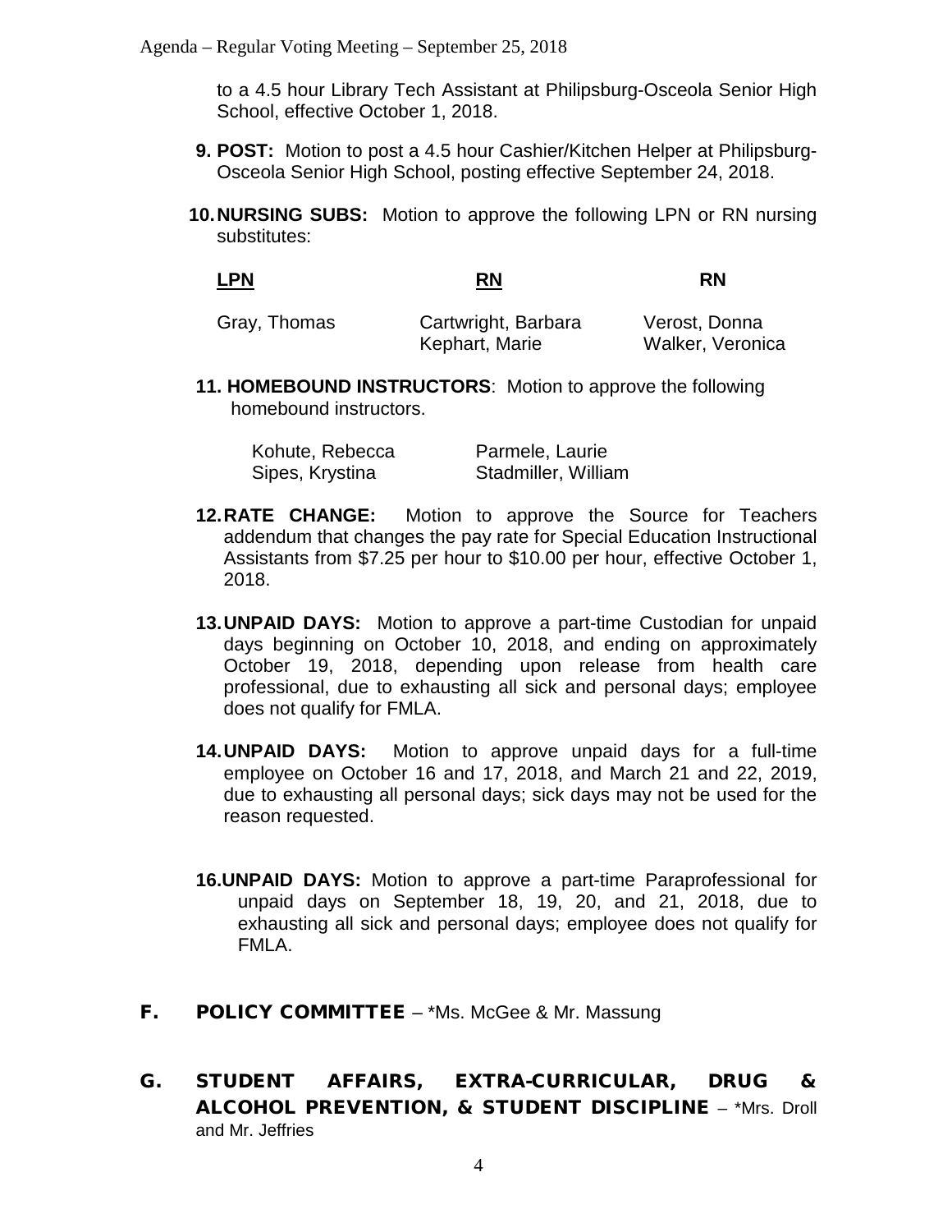to a 4.5 hour Library Tech Assistant at Philipsburg-Osceola Senior High School, effective October 1, 2018.

9. **POST:** Motion to post a 4.5 hour Cashier/Kitchen Helper at Philipsburg-Osceola Senior High School, posting effective September 24, 2018.

10. **NURSING SUBS:** Motion to approve the following LPN or RN nursing substitutes:

| LPN | RN | RN |
|---|---|---|
| Gray, Thomas | Cartwright, Barbara | Verost, Donna |
| | Kephart, Marie | Walker, Veronica |

11. **HOMEBOUND INSTRUCTORS**: Motion to approve the following homebound instructors.

| | |
|---|---|
| Kohute, Rebecca | Parmele, Laurie |
| Sipes, Krystina | Stadmiller, William |

12. **RATE CHANGE:** Motion to approve the Source for Teachers addendum that changes the pay rate for Special Education Instructional Assistants from $7.25 per hour to $10.00 per hour, effective October 1, 2018.

13. **UNPAID DAYS:** Motion to approve a part-time Custodian for unpaid days beginning on October 10, 2018, and ending on approximately October 19, 2018, depending upon release from health care professional, due to exhausting all sick and personal days; employee does not qualify for FMLA.

14. **UNPAID DAYS:** Motion to approve unpaid days for a full-time employee on October 16 and 17, 2018, and March 21 and 22, 2019, due to exhausting all personal days; sick days may not be used for the reason requested.

16. **UNPAID DAYS:** Motion to approve a part-time Paraprofessional for unpaid days on September 18, 19, 20, and 21, 2018, due to exhausting all sick and personal days; employee does not qualify for FMLA.

## F. POLICY COMMITTEE – *Ms. McGee & Mr. Massung

## G. STUDENT AFFAIRS, EXTRA-CURRICULAR, DRUG & ALCOHOL PREVENTION, & STUDENT DISCIPLINE – *Mrs. Droll and Mr. Jeffries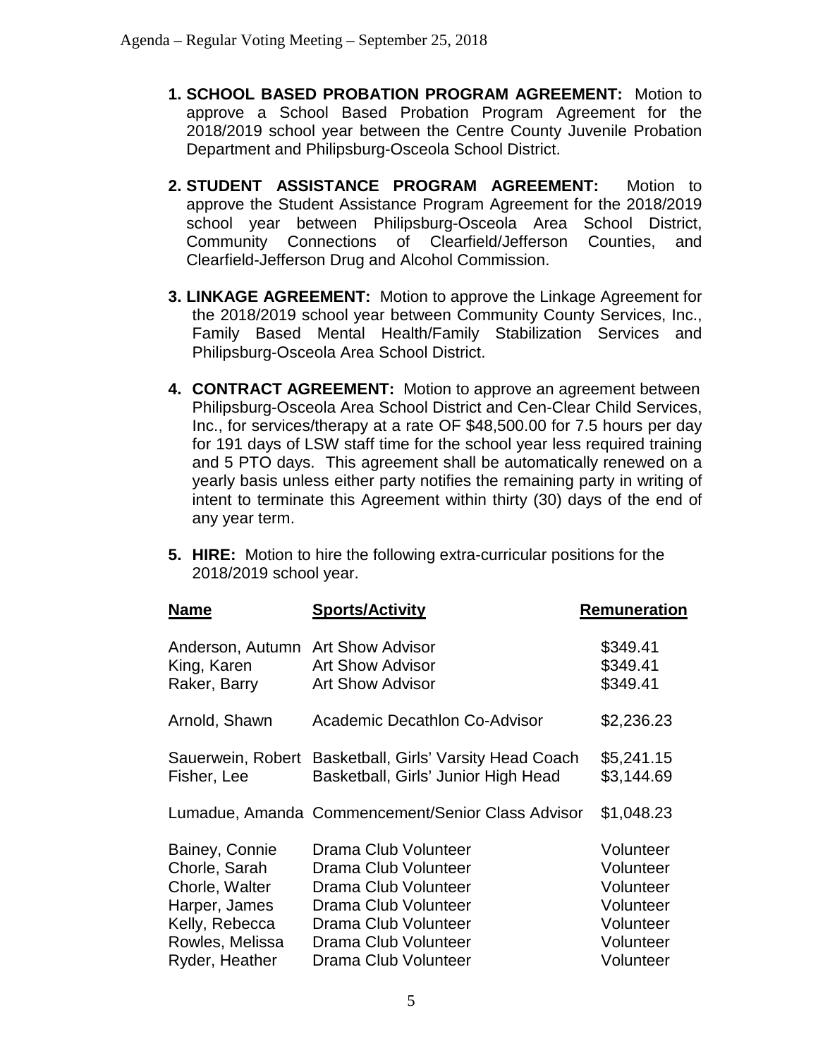1. **SCHOOL BASED PROBATION PROGRAM AGREEMENT:** Motion to approve a School Based Probation Program Agreement for the 2018/2019 school year between the Centre County Juvenile Probation Department and Philipsburg-Osceola School District.

2. **STUDENT ASSISTANCE PROGRAM AGREEMENT:** Motion to approve the Student Assistance Program Agreement for the 2018/2019 school year between Philipsburg-Osceola Area School District, Community Connections of Clearfield/Jefferson Counties, and Clearfield-Jefferson Drug and Alcohol Commission.

3. **LINKAGE AGREEMENT:** Motion to approve the Linkage Agreement for the 2018/2019 school year between Community County Services, Inc., Family Based Mental Health/Family Stabilization Services and Philipsburg-Osceola Area School District.

4. **CONTRACT AGREEMENT:** Motion to approve an agreement between Philipsburg-Osceola Area School District and Cen-Clear Child Services, Inc., for services/therapy at a rate OF $48,500.00 for 7.5 hours per day for 191 days of LSW staff time for the school year less required training and 5 PTO days. This agreement shall be automatically renewed on a yearly basis unless either party notifies the remaining party in writing of intent to terminate this Agreement within thirty (30) days of the end of any year term.

5. **HIRE:** Motion to hire the following extra-curricular positions for the 2018/2019 school year.

| Name | Sports/Activity | Remuneration |
|---|---|---|
| Anderson, Autumn | Art Show Advisor | $349.41 |
| King, Karen | Art Show Advisor | $349.41 |
| Raker, Barry | Art Show Advisor | $349.41 |
| Arnold, Shawn | Academic Decathlon Co-Advisor | $2,236.23 |
| Sauerwein, Robert | Basketball, Girls' Varsity Head Coach | $5,241.15 |
| Fisher, Lee | Basketball, Girls' Junior High Head | $3,144.69 |
| Lumadue, Amanda | Commencement/Senior Class Advisor | $1,048.23 |
| Bainey, Connie | Drama Club Volunteer | Volunteer |
| Chorle, Sarah | Drama Club Volunteer | Volunteer |
| Chorle, Walter | Drama Club Volunteer | Volunteer |
| Harper, James | Drama Club Volunteer | Volunteer |
| Kelly, Rebecca | Drama Club Volunteer | Volunteer |
| Rowles, Melissa | Drama Club Volunteer | Volunteer |
| Ryder, Heather | Drama Club Volunteer | Volunteer |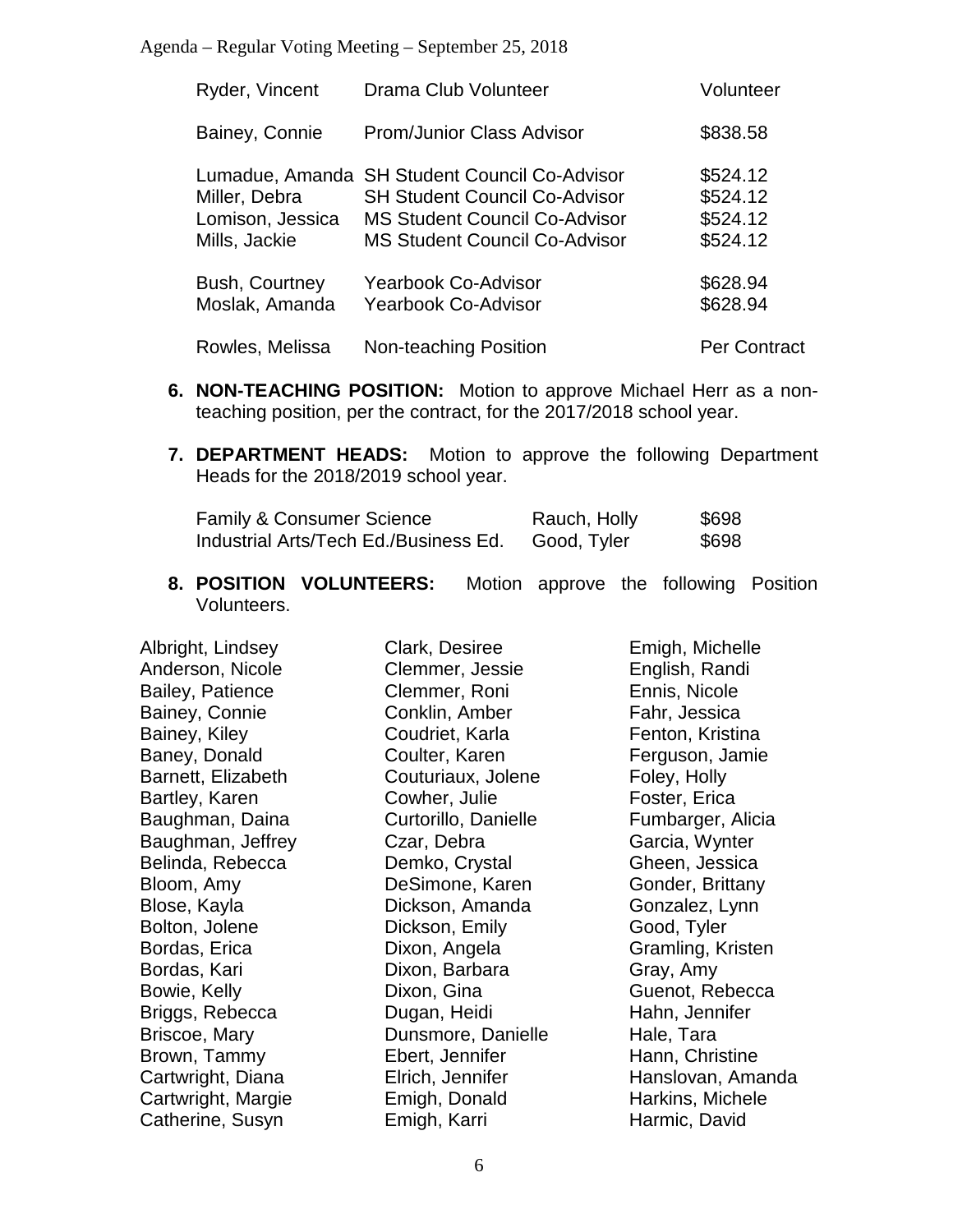| | | |
|---|---|---|
| Ryder, Vincent | Drama Club Volunteer | Volunteer |
| Bainey, Connie | Prom/Junior Class Advisor | $838.58 |
| Lumadue, Amanda | SH Student Council Co-Advisor | $524.12 |
| Miller, Debra | SH Student Council Co-Advisor | $524.12 |
| Lomison, Jessica | MS Student Council Co-Advisor | $524.12 |
| Mills, Jackie | MS Student Council Co-Advisor | $524.12 |
| Bush, Courtney | Yearbook Co-Advisor | $628.94 |
| Moslak, Amanda | Yearbook Co-Advisor | $628.94 |
| Rowles, Melissa | Non-teaching Position | Per Contract |

6. **NON-TEACHING POSITION:** Motion to approve Michael Herr as a non-teaching position, per the contract, for the 2017/2018 school year.

7. **DEPARTMENT HEADS:** Motion to approve the following Department Heads for the 2018/2019 school year.

| | | |
|---|---|---|
| Family & Consumer Science | Rauch, Holly | $698 |
| Industrial Arts/Tech Ed./Business Ed. | Good, Tyler | $698 |

8. **POSITION VOLUNTEERS:** Motion approve the following Position Volunteers.

Albright, Lindsey
Anderson, Nicole
Bailey, Patience
Bainey, Connie
Bainey, Kiley
Baney, Donald
Barnett, Elizabeth
Bartley, Karen
Baughman, Daina
Baughman, Jeffrey
Belinda, Rebecca
Bloom, Amy
Blose, Kayla
Bolton, Jolene
Bordas, Erica
Bordas, Kari
Bowie, Kelly
Briggs, Rebecca
Briscoe, Mary
Brown, Tammy
Cartwright, Diana
Cartwright, Margie
Catherine, Susyn
Clark, Desiree
Clemmer, Jessie
Clemmer, Roni
Conklin, Amber
Coudriet, Karla
Coulter, Karen
Couturiaux, Jolene
Cowher, Julie
Curtorillo, Danielle
Czar, Debra
Demko, Crystal
DeSimone, Karen
Dickson, Amanda
Dickson, Emily
Dixon, Angela
Dixon, Barbara
Dixon, Gina
Dugan, Heidi
Dunsmore, Danielle
Ebert, Jennifer
Elrich, Jennifer
Emigh, Donald
Emigh, Karri
Emigh, Michelle
English, Randi
Ennis, Nicole
Fahr, Jessica
Fenton, Kristina
Ferguson, Jamie
Foley, Holly
Foster, Erica
Fumbarger, Alicia
Garcia, Wynter
Gheen, Jessica
Gonder, Brittany
Gonzalez, Lynn
Good, Tyler
Gramling, Kristen
Gray, Amy
Guenot, Rebecca
Hahn, Jennifer
Hale, Tara
Hann, Christine
Hanslovan, Amanda
Harkins, Michele
Harmic, David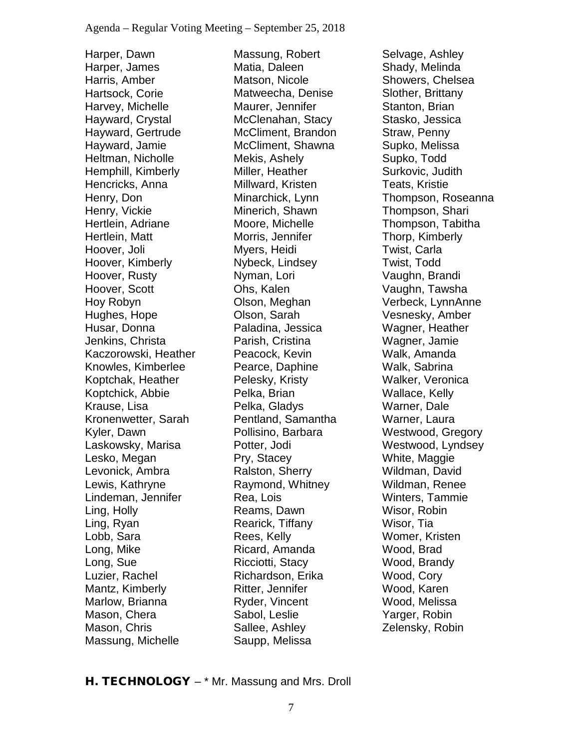Harper, Dawn
Harper, James
Harris, Amber
Hartsock, Corie
Harvey, Michelle
Hayward, Crystal
Hayward, Gertrude
Hayward, Jamie
Heltman, Nicholle
Hemphill, Kimberly
Hencricks, Anna
Henry, Don
Henry, Vickie
Hertlein, Adriane
Hertlein, Matt
Hoover, Joli
Hoover, Kimberly
Hoover, Rusty
Hoover, Scott
Hoy Robyn
Hughes, Hope
Husar, Donna
Jenkins, Christa
Kaczorowski, Heather
Knowles, Kimberlee
Koptchak, Heather
Koptchick, Abbie
Krause, Lisa
Kronenwetter, Sarah
Kyler, Dawn
Laskowsky, Marisa
Lesko, Megan
Levonick, Ambra
Lewis, Kathryne
Lindeman, Jennifer
Ling, Holly
Ling, Ryan
Lobb, Sara
Long, Mike
Long, Sue
Luzier, Rachel
Mantz, Kimberly
Marlow, Brianna
Mason, Chera
Mason, Chris
Massung, Michelle
Massung, Robert
Matia, Daleen
Matson, Nicole
Matweecha, Denise
Maurer, Jennifer
McClenahan, Stacy
McCliment, Brandon
McCliment, Shawna
Mekis, Ashely
Miller, Heather
Millward, Kristen
Minarchick, Lynn
Minerich, Shawn
Moore, Michelle
Morris, Jennifer
Myers, Heidi
Nybeck, Lindsey
Nyman, Lori
Ohs, Kalen
Olson, Meghan
Olson, Sarah
Paladina, Jessica
Parish, Cristina
Peacock, Kevin
Pearce, Daphine
Pelesky, Kristy
Pelka, Brian
Pelka, Gladys
Pentland, Samantha
Pollisino, Barbara
Potter, Jodi
Pry, Stacey
Ralston, Sherry
Raymond, Whitney
Rea, Lois
Reams, Dawn
Rearick, Tiffany
Rees, Kelly
Ricard, Amanda
Ricciotti, Stacy
Richardson, Erika
Ritter, Jennifer
Ryder, Vincent
Sabol, Leslie
Sallee, Ashley
Saupp, Melissa
Selvage, Ashley
Shady, Melinda
Showers, Chelsea
Slother, Brittany
Stanton, Brian
Stasko, Jessica
Straw, Penny
Supko, Melissa
Supko, Todd
Surkovic, Judith
Teats, Kristie
Thompson, Roseanna
Thompson, Shari
Thompson, Tabitha
Thorp, Kimberly
Twist, Carla
Twist, Todd
Vaughn, Brandi
Vaughn, Tawsha
Verbeck, LynnAnne
Vesnesky, Amber
Wagner, Heather
Wagner, Jamie
Walk, Amanda
Walk, Sabrina
Walker, Veronica
Wallace, Kelly
Warner, Dale
Warner, Laura
Westwood, Gregory
Westwood, Lyndsey
White, Maggie
Wildman, David
Wildman, Renee
Winters, Tammie
Wisor, Robin
Wisor, Tia
Womer, Kristen
Wood, Brad
Wood, Brandy
Wood, Cory
Wood, Karen
Wood, Melissa
Yarger, Robin
Zelensky, Robin

## H. TECHNOLOGY – * Mr. Massung and Mrs. Droll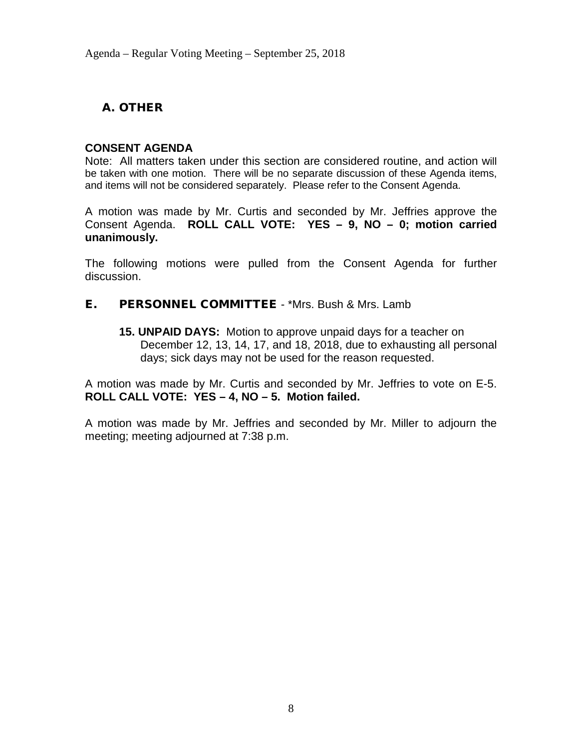## A. OTHER

**CONSENT AGENDA**

Note: All matters taken under this section are considered routine, and action will be taken with one motion. There will be no separate discussion of these Agenda items, and items will not be considered separately. Please refer to the Consent Agenda.

A motion was made by Mr. Curtis and seconded by Mr. Jeffries approve the Consent Agenda. **ROLL CALL VOTE: YES – 9, NO – 0; motion carried unanimously.**

The following motions were pulled from the Consent Agenda for further discussion.

## E. PERSONNEL COMMITTEE - *Mrs. Bush & Mrs. Lamb

**15. UNPAID DAYS:** Motion to approve unpaid days for a teacher on December 12, 13, 14, 17, and 18, 2018, due to exhausting all personal days; sick days may not be used for the reason requested.

A motion was made by Mr. Curtis and seconded by Mr. Jeffries to vote on E-5. **ROLL CALL VOTE: YES – 4, NO – 5. Motion failed.**

A motion was made by Mr. Jeffries and seconded by Mr. Miller to adjourn the meeting; meeting adjourned at 7:38 p.m.